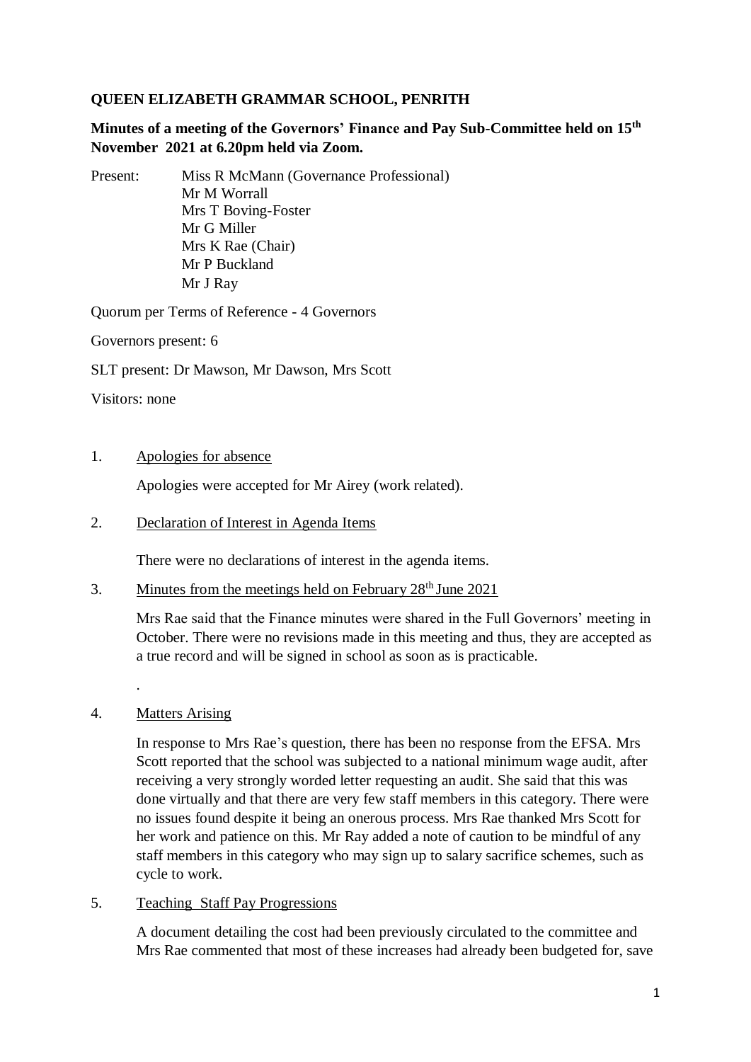**QUEEN ELIZABETH GRAMMAR SCHOOL, PENRITH**

**Minutes of a meeting of the Governors' Finance and Pay Sub-Committee held on 15th November 2021 at 6.20pm held via Zoom.**

Present: Miss R McMann (Governance Professional)
Mr M Worrall
Mrs T Boving-Foster
Mr G Miller
Mrs K Rae (Chair)
Mr P Buckland
Mr J Ray

Quorum per Terms of Reference - 4 Governors

Governors present: 6

SLT present: Dr Mawson, Mr Dawson, Mrs Scott

Visitors: none

1. Apologies for absence

   Apologies were accepted for Mr Airey (work related).

2. Declaration of Interest in Agenda Items

   There were no declarations of interest in the agenda items.

3. Minutes from the meetings held on February 28th June 2021

   Mrs Rae said that the Finance minutes were shared in the Full Governors' meeting in October. There were no revisions made in this meeting and thus, they are accepted as a true record and will be signed in school as soon as is practicable.

   .

4. Matters Arising

   In response to Mrs Rae's question, there has been no response from the EFSA. Mrs Scott reported that the school was subjected to a national minimum wage audit, after receiving a very strongly worded letter requesting an audit. She said that this was done virtually and that there are very few staff members in this category. There were no issues found despite it being an onerous process. Mrs Rae thanked Mrs Scott for her work and patience on this. Mr Ray added a note of caution to be mindful of any staff members in this category who may sign up to salary sacrifice schemes, such as cycle to work.

5. Teaching Staff Pay Progressions

   A document detailing the cost had been previously circulated to the committee and Mrs Rae commented that most of these increases had already been budgeted for, save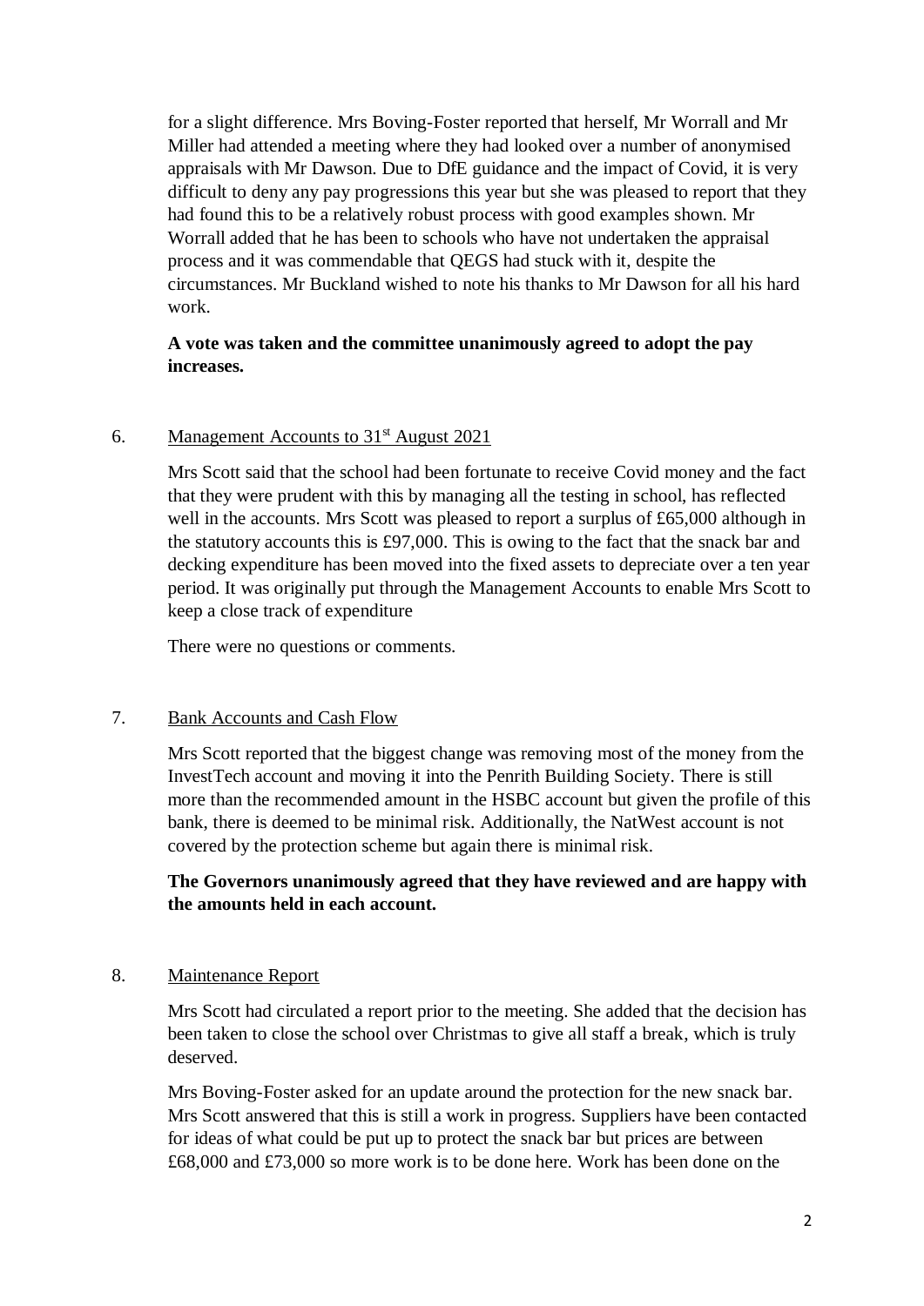for a slight difference. Mrs Boving-Foster reported that herself, Mr Worrall and Mr Miller had attended a meeting where they had looked over a number of anonymised appraisals with Mr Dawson. Due to DfE guidance and the impact of Covid, it is very difficult to deny any pay progressions this year but she was pleased to report that they had found this to be a relatively robust process with good examples shown. Mr Worrall added that he has been to schools who have not undertaken the appraisal process and it was commendable that QEGS had stuck with it, despite the circumstances. Mr Buckland wished to note his thanks to Mr Dawson for all his hard work.

**A vote was taken and the committee unanimously agreed to adopt the pay increases.**

6. <u>Management Accounts to 31st August 2021</u>

Mrs Scott said that the school had been fortunate to receive Covid money and the fact that they were prudent with this by managing all the testing in school, has reflected well in the accounts. Mrs Scott was pleased to report a surplus of £65,000 although in the statutory accounts this is £97,000. This is owing to the fact that the snack bar and decking expenditure has been moved into the fixed assets to depreciate over a ten year period. It was originally put through the Management Accounts to enable Mrs Scott to keep a close track of expenditure

There were no questions or comments.

7. <u>Bank Accounts and Cash Flow</u>

Mrs Scott reported that the biggest change was removing most of the money from the InvestTech account and moving it into the Penrith Building Society. There is still more than the recommended amount in the HSBC account but given the profile of this bank, there is deemed to be minimal risk. Additionally, the NatWest account is not covered by the protection scheme but again there is minimal risk.

**The Governors unanimously agreed that they have reviewed and are happy with the amounts held in each account.**

8. <u>Maintenance Report</u>

Mrs Scott had circulated a report prior to the meeting. She added that the decision has been taken to close the school over Christmas to give all staff a break, which is truly deserved.

Mrs Boving-Foster asked for an update around the protection for the new snack bar. Mrs Scott answered that this is still a work in progress. Suppliers have been contacted for ideas of what could be put up to protect the snack bar but prices are between £68,000 and £73,000 so more work is to be done here. Work has been done on the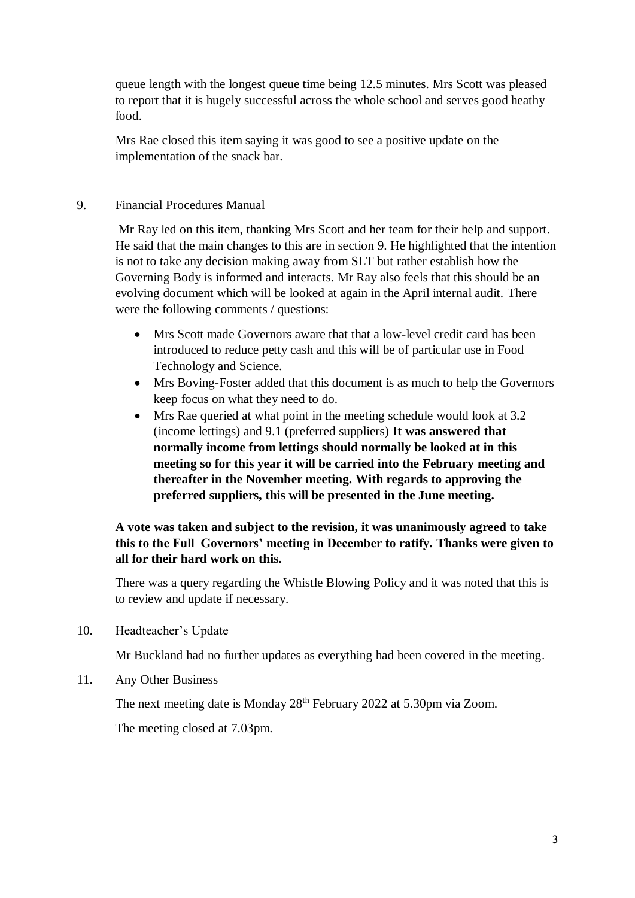queue length with the longest queue time being 12.5 minutes. Mrs Scott was pleased to report that it is hugely successful across the whole school and serves good heathy food.

Mrs Rae closed this item saying it was good to see a positive update on the implementation of the snack bar.

9. Financial Procedures Manual

Mr Ray led on this item, thanking Mrs Scott and her team for their help and support. He said that the main changes to this are in section 9. He highlighted that the intention is not to take any decision making away from SLT but rather establish how the Governing Body is informed and interacts. Mr Ray also feels that this should be an evolving document which will be looked at again in the April internal audit. There were the following comments / questions:

- Mrs Scott made Governors aware that that a low-level credit card has been introduced to reduce petty cash and this will be of particular use in Food Technology and Science.
- Mrs Boving-Foster added that this document is as much to help the Governors keep focus on what they need to do.
- Mrs Rae queried at what point in the meeting schedule would look at 3.2 (income lettings) and 9.1 (preferred suppliers) **It was answered that normally income from lettings should normally be looked at in this meeting so for this year it will be carried into the February meeting and thereafter in the November meeting. With regards to approving the preferred suppliers, this will be presented in the June meeting.**

**A vote was taken and subject to the revision, it was unanimously agreed to take this to the Full Governors' meeting in December to ratify. Thanks were given to all for their hard work on this.**

There was a query regarding the Whistle Blowing Policy and it was noted that this is to review and update if necessary.

10. Headteacher's Update

Mr Buckland had no further updates as everything had been covered in the meeting.

11. Any Other Business

The next meeting date is Monday 28th February 2022 at 5.30pm via Zoom.

The meeting closed at 7.03pm.